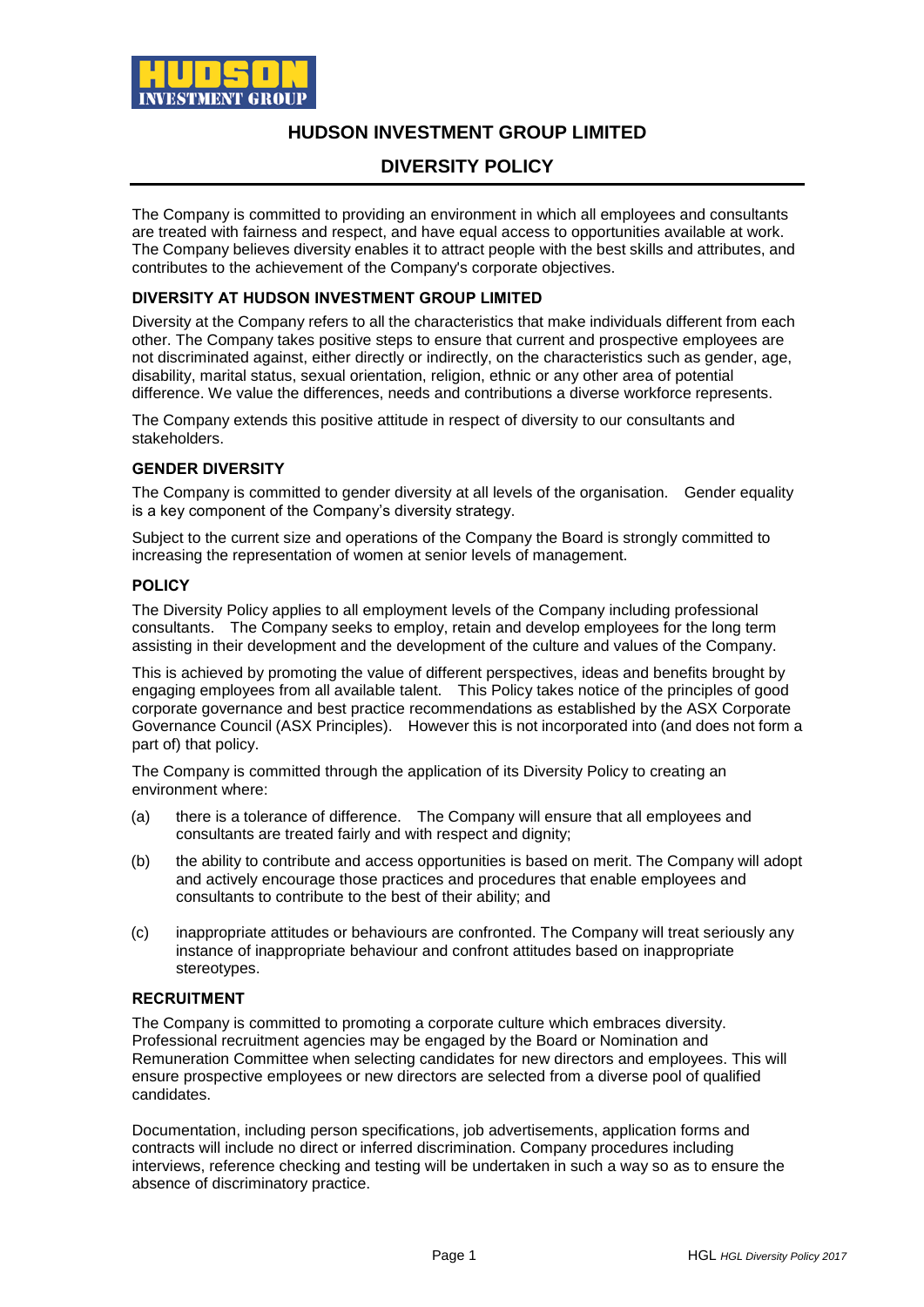# HUDSON INVESTMENT GROUP LIMITED

## DIVERSITY POLICY

The Company is committed to providing an environment in which all employees and consultants are treated with fairness and respect, and have equal access to opportunities available at work. The Company believes diversity enables it to attract people with the best skills and attributes, and contributes to the achievement of the Company's corporate objectives.

### DIVERSITY AT HUDSON INVESTMENT GROUP LIMITED

Diversity at the Company refers to all the characteristics that make individuals different from each other. The Company takes positive steps to ensure that current and prospective employees are not discriminated against, either directly or indirectly, on the characteristics such as gender, age, disability, marital status, sexual orientation, religion, ethnic or any other area of potential difference. We value the differences, needs and contributions a diverse workforce represents.

The Company extends this positive attitude in respect of diversity to our consultants and stakeholders.

### GENDER DIVERSITY

The Company is committed to gender diversity at all levels of the organisation. Gender equality is a key component of the Company's diversity strategy.

Subject to the current size and operations of the Company the Board is strongly committed to increasing the representation of women at senior levels of management.

### POLICY

The Diversity Policy applies to all employment levels of the Company including professional consultants. The Company seeks to employ, retain and develop employees for the long term assisting in their development and the development of the culture and values of the Company.

This is achieved by promoting the value of different perspectives, ideas and benefits brought by engaging employees from all available talent. This Policy takes notice of the principles of good corporate governance and best practice recommendations as established by the ASX Corporate Governance Council (ASX Principles). However this is not incorporated into (and does not form a part of) that policy.

The Company is committed through the application of its Diversity Policy to creating an environment where:

(a) there is a tolerance of difference. The Company will ensure that all employees and consultants are treated fairly and with respect and dignity;

(b) the ability to contribute and access opportunities is based on merit. The Company will adopt and actively encourage those practices and procedures that enable employees and consultants to contribute to the best of their ability; and

(c) inappropriate attitudes or behaviours are confronted. The Company will treat seriously any instance of inappropriate behaviour and confront attitudes based on inappropriate stereotypes.

### RECRUITMENT

The Company is committed to promoting a corporate culture which embraces diversity. Professional recruitment agencies may be engaged by the Board or Nomination and Remuneration Committee when selecting candidates for new directors and employees. This will ensure prospective employees or new directors are selected from a diverse pool of qualified candidates.

Documentation, including person specifications, job advertisements, application forms and contracts will include no direct or inferred discrimination. Company procedures including interviews, reference checking and testing will be undertaken in such a way so as to ensure the absence of discriminatory practice.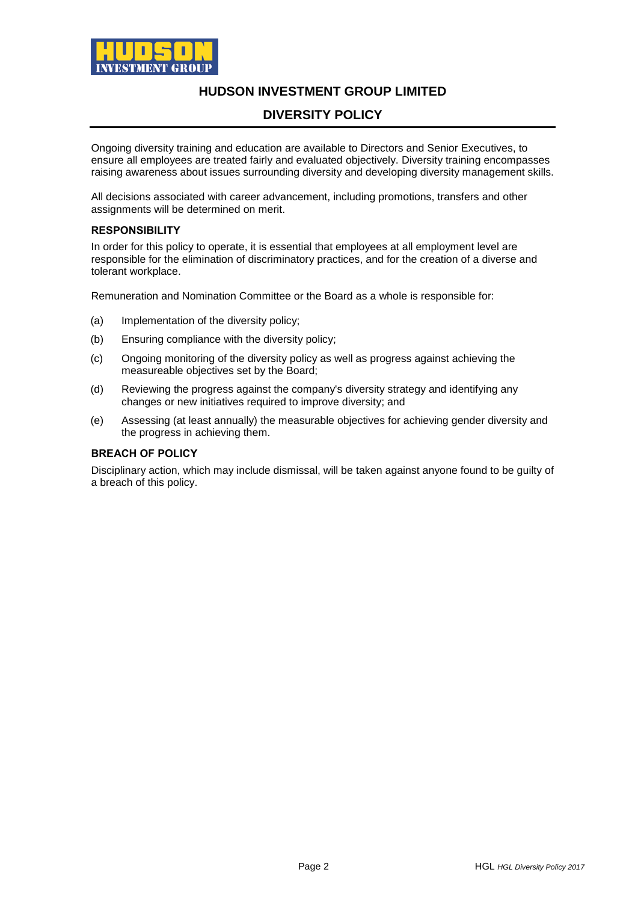# HUDSON INVESTMENT GROUP LIMITED

## DIVERSITY POLICY

Ongoing diversity training and education are available to Directors and Senior Executives, to ensure all employees are treated fairly and evaluated objectively. Diversity training encompasses raising awareness about issues surrounding diversity and developing diversity management skills.

All decisions associated with career advancement, including promotions, transfers and other assignments will be determined on merit.

### RESPONSIBILITY

In order for this policy to operate, it is essential that employees at all employment level are responsible for the elimination of discriminatory practices, and for the creation of a diverse and tolerant workplace.

Remuneration and Nomination Committee or the Board as a whole is responsible for:

(a) Implementation of the diversity policy;

(b) Ensuring compliance with the diversity policy;

(c) Ongoing monitoring of the diversity policy as well as progress against achieving the measureable objectives set by the Board;

(d) Reviewing the progress against the company's diversity strategy and identifying any changes or new initiatives required to improve diversity; and

(e) Assessing (at least annually) the measurable objectives for achieving gender diversity and the progress in achieving them.

### BREACH OF POLICY

Disciplinary action, which may include dismissal, will be taken against anyone found to be guilty of a breach of this policy.